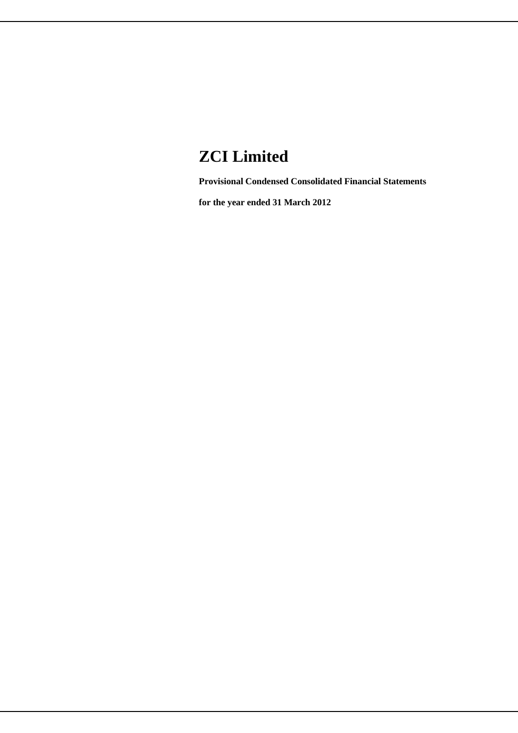# ZCI Limited

**Provisional Condensed Consolidated Financial Statements**

**for the year ended 31 March 2012**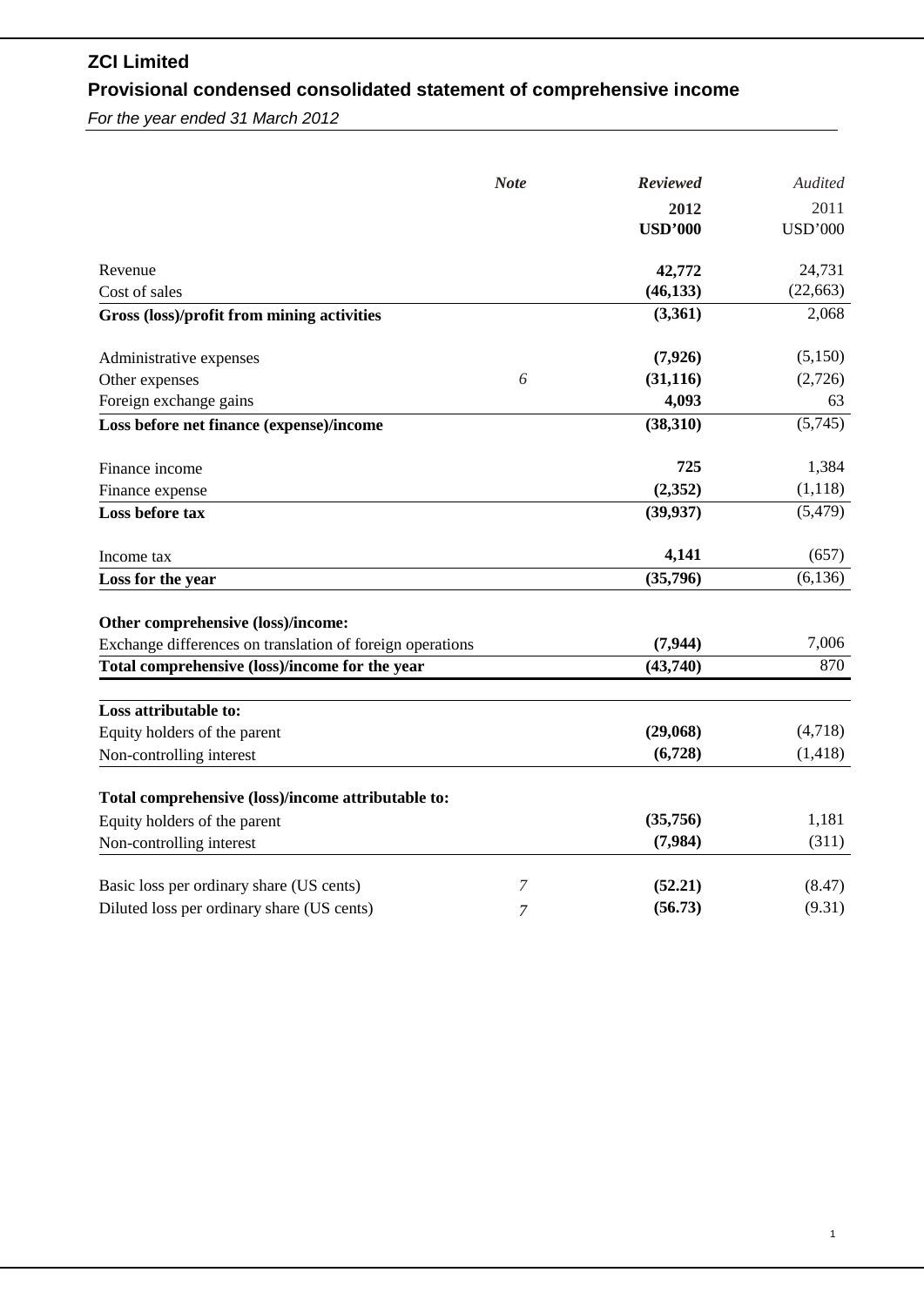# ZCI Limited

## Provisional condensed consolidated statement of comprehensive income

*For the year ended 31 March 2012*

| | *Note* | ***Reviewed*** **2012** **USD'000** | *Audited* 2011 USD'000 |
|---|---|---|---|
| Revenue | | **42,772** | 24,731 |
| Cost of sales | | **(46,133)** | (22,663) |
| **Gross (loss)/profit from mining activities** | | **(3,361)** | 2,068 |
| Administrative expenses | | **(7,926)** | (5,150) |
| Other expenses | *6* | **(31,116)** | (2,726) |
| Foreign exchange gains | | **4,093** | 63 |
| **Loss before net finance (expense)/income** | | **(38,310)** | (5,745) |
| Finance income | | **725** | 1,384 |
| Finance expense | | **(2,352)** | (1,118) |
| **Loss before tax** | | **(39,937)** | (5,479) |
| Income tax | | **4,141** | (657) |
| **Loss for the year** | | **(35,796)** | (6,136) |
| **Other comprehensive (loss)/income:** | | | |
| Exchange differences on translation of foreign operations | | **(7,944)** | 7,006 |
| **Total comprehensive (loss)/income for the year** | | **(43,740)** | 870 |
| **Loss attributable to:** | | | |
| Equity holders of the parent | | **(29,068)** | (4,718) |
| Non-controlling interest | | **(6,728)** | (1,418) |
| **Total comprehensive (loss)/income attributable to:** | | | |
| Equity holders of the parent | | **(35,756)** | 1,181 |
| Non-controlling interest | | **(7,984)** | (311) |
| Basic loss per ordinary share (US cents) | *7* | **(52.21)** | (8.47) |
| Diluted loss per ordinary share (US cents) | *7* | **(56.73)** | (9.31) |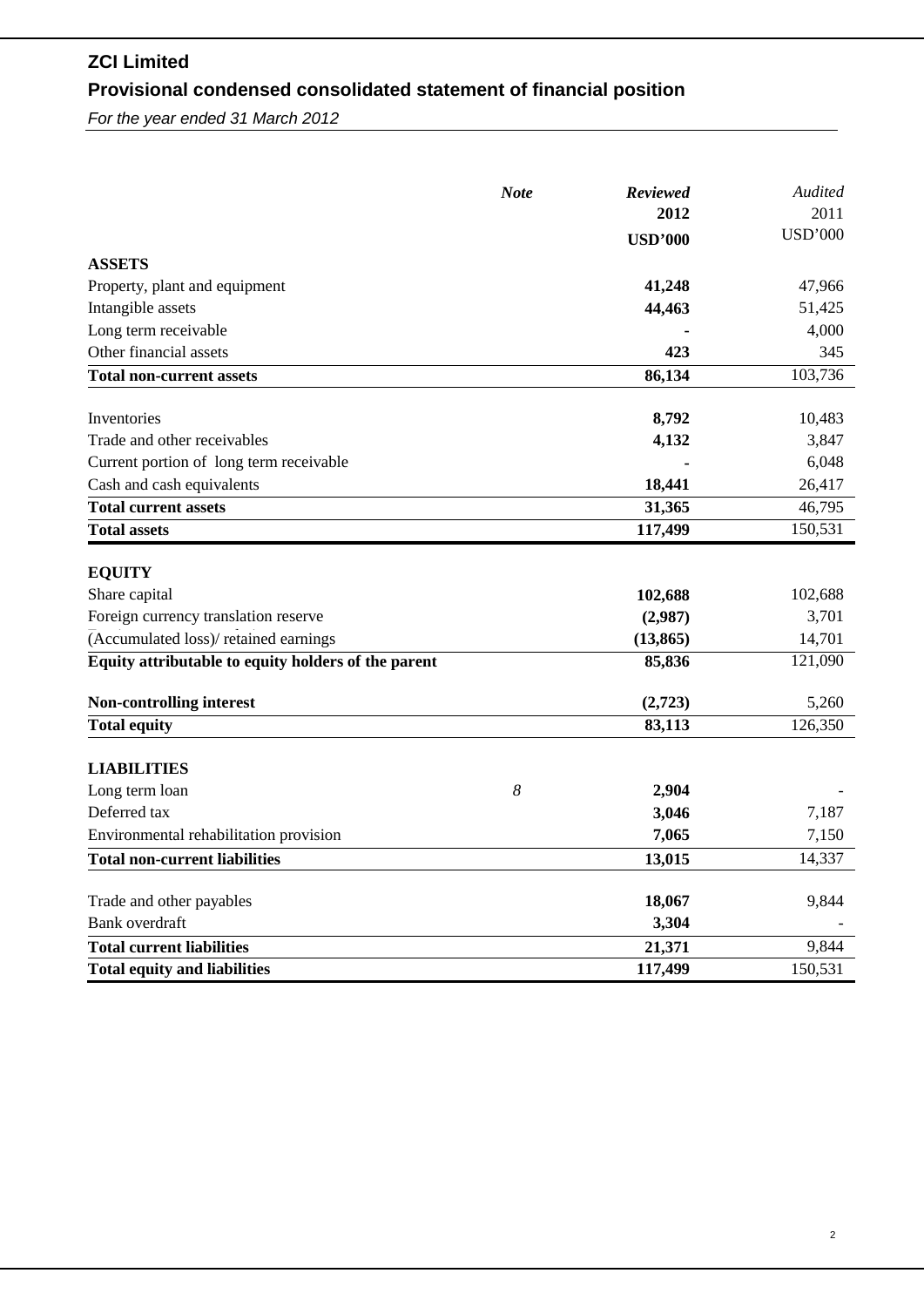# ZCI Limited

## Provisional condensed consolidated statement of financial position

*For the year ended 31 March 2012*

| | *Note* | ***Reviewed*** **2012** **USD'000** | *Audited* 2011 USD'000 |
|---|---|---|---|
| **ASSETS** | | | |
| Property, plant and equipment | | **41,248** | 47,966 |
| Intangible assets | | **44,463** | 51,425 |
| Long term receivable | | **-** | 4,000 |
| Other financial assets | | **423** | 345 |
| **Total non-current assets** | | **86,134** | 103,736 |
| | | | |
| Inventories | | **8,792** | 10,483 |
| Trade and other receivables | | **4,132** | 3,847 |
| Current portion of long term receivable | | **-** | 6,048 |
| Cash and cash equivalents | | **18,441** | 26,417 |
| **Total current assets** | | **31,365** | 46,795 |
| **Total assets** | | **117,499** | 150,531 |
| | | | |
| **EQUITY** | | | |
| Share capital | | **102,688** | 102,688 |
| Foreign currency translation reserve | | **(2,987)** | 3,701 |
| (Accumulated loss)/ retained earnings | | **(13,865)** | 14,701 |
| **Equity attributable to equity holders of the parent** | | **85,836** | 121,090 |
| | | | |
| **Non-controlling interest** | | **(2,723)** | 5,260 |
| **Total equity** | | **83,113** | 126,350 |
| | | | |
| **LIABILITIES** | | | |
| Long term loan | *8* | **2,904** | - |
| Deferred tax | | **3,046** | 7,187 |
| Environmental rehabilitation provision | | **7,065** | 7,150 |
| **Total non-current liabilities** | | **13,015** | 14,337 |
| | | | |
| Trade and other payables | | **18,067** | 9,844 |
| Bank overdraft | | **3,304** | - |
| **Total current liabilities** | | **21,371** | 9,844 |
| **Total equity and liabilities** | | **117,499** | 150,531 |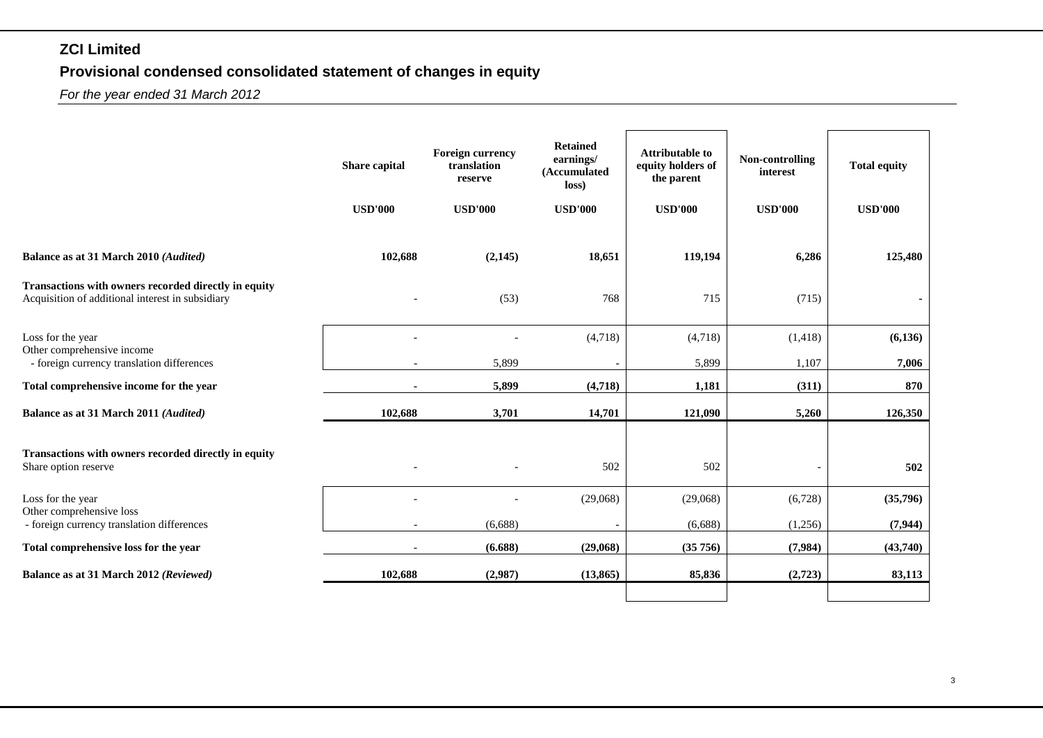## ZCI Limited

## Provisional condensed consolidated statement of changes in equity

*For the year ended 31 March 2012*

| | Share capital | Foreign currency translation reserve | Retained earnings/ (Accumulated loss) | Attributable to equity holders of the parent | Non-controlling interest | Total equity |
|---|---|---|---|---|---|---|
| | USD'000 | USD'000 | USD'000 | USD'000 | USD'000 | USD'000 |
| **Balance as at 31 March 2010** ***(Audited)*** | **102,688** | **(2,145)** | **18,651** | **119,194** | **6,286** | **125,480** |
| **Transactions with owners recorded directly in equity** | | | | | | |
| Acquisition of additional interest in subsidiary | - | (53) | 768 | 715 | (715) | - |
| Loss for the year | - | - | (4,718) | (4,718) | (1,418) | **(6,136)** |
| Other comprehensive income | | | | | | |
| - foreign currency translation differences | - | 5,899 | - | 5,899 | 1,107 | **7,006** |
| **Total comprehensive income for the year** | **-** | **5,899** | **(4,718)** | **1,181** | **(311)** | **870** |
| **Balance as at 31 March 2011** ***(Audited)*** | **102,688** | **3,701** | **14,701** | **121,090** | **5,260** | **126,350** |
| **Transactions with owners recorded directly in equity** | | | | | | |
| Share option reserve | - | - | 502 | 502 | - | **502** |
| Loss for the year | - | - | (29,068) | (29,068) | (6,728) | **(35,796)** |
| Other comprehensive loss | | | | | | |
| - foreign currency translation differences | - | (6,688) | - | (6,688) | (1,256) | **(7,944)** |
| **Total comprehensive loss for the year** | - | **(6.688)** | **(29,068)** | **(35 756)** | **(7,984)** | **(43,740)** |
| **Balance as at 31 March 2012** ***(Reviewed)*** | **102,688** | **(2,987)** | **(13,865)** | **85,836** | **(2,723)** | **83,113** |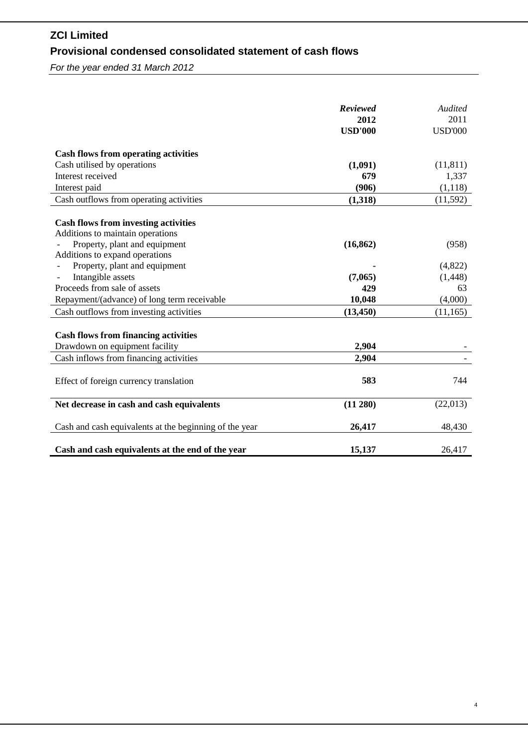# ZCI Limited

## Provisional condensed consolidated statement of cash flows

*For the year ended 31 March 2012*

| | ***Reviewed*** **2012** **USD'000** | *Audited* 2011 USD'000 |
|---|---|---|
| **Cash flows from operating activities** | | |
| Cash utilised by operations | **(1,091)** | (11,811) |
| Interest received | **679** | 1,337 |
| Interest paid | **(906)** | (1,118) |
| Cash outflows from operating activities | **(1,318)** | (11,592) |
| | | |
| **Cash flows from investing activities** | | |
| Additions to maintain operations | | |
| - Property, plant and equipment | **(16,862)** | (958) |
| Additions to expand operations | | |
| - Property, plant and equipment | **-** | (4,822) |
| - Intangible assets | **(7,065)** | (1,448) |
| Proceeds from sale of assets | **429** | 63 |
| Repayment/(advance) of long term receivable | **10,048** | (4,000) |
| Cash outflows from investing activities | **(13,450)** | (11,165) |
| | | |
| **Cash flows from financing activities** | | |
| Drawdown on equipment facility | **2,904** | - |
| Cash inflows from financing activities | **2,904** | - |
| | | |
| Effect of foreign currency translation | **583** | 744 |
| | | |
| **Net decrease in cash and cash equivalents** | **(11 280)** | (22,013) |
| | | |
| Cash and cash equivalents at the beginning of the year | **26,417** | 48,430 |
| | | |
| **Cash and cash equivalents at the end of the year** | **15,137** | 26,417 |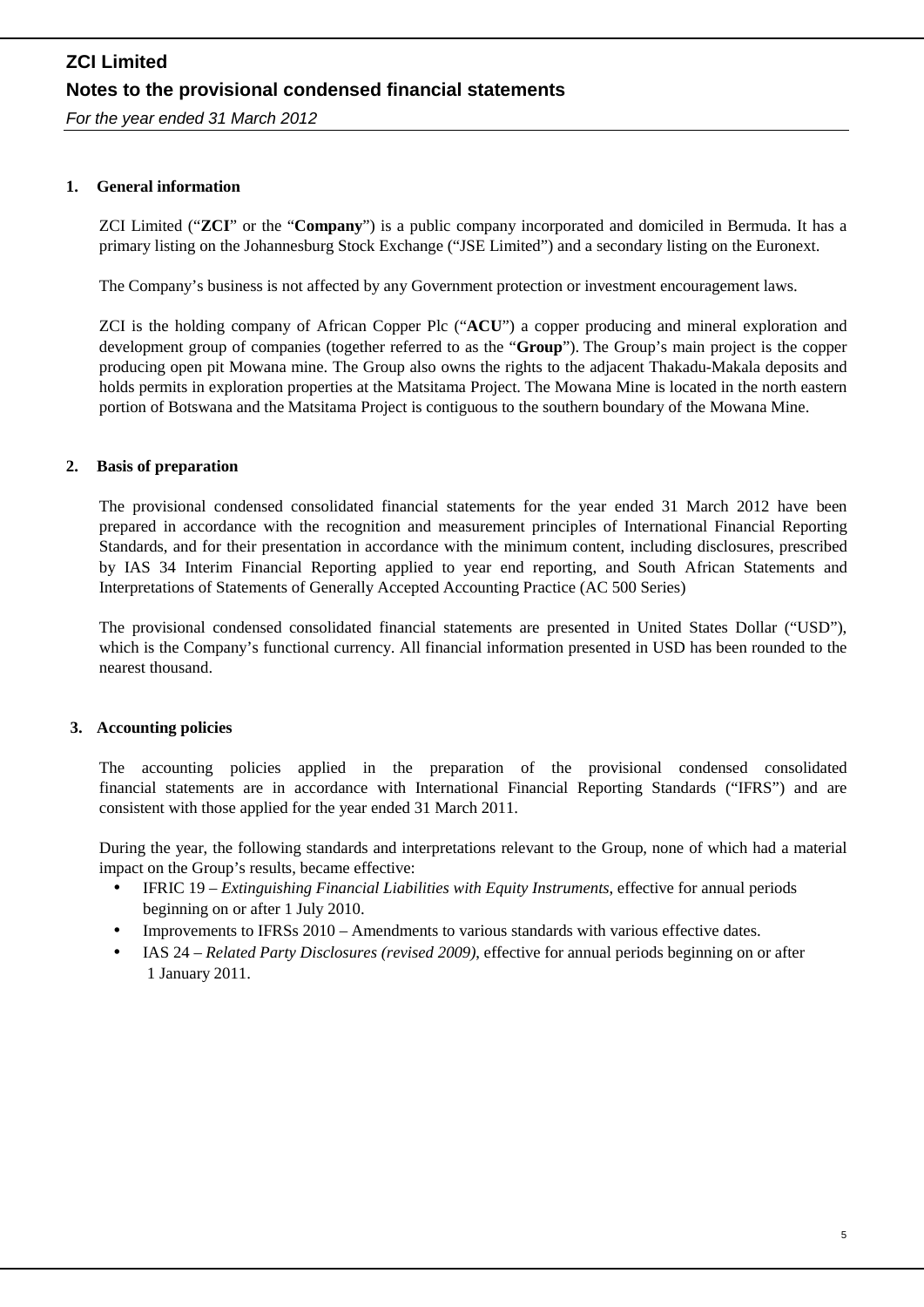# ZCI Limited

## Notes to the provisional condensed financial statements

*For the year ended 31 March 2012*

### 1. General information

ZCI Limited ("**ZCI**" or the "**Company**") is a public company incorporated and domiciled in Bermuda. It has a primary listing on the Johannesburg Stock Exchange ("JSE Limited") and a secondary listing on the Euronext.

The Company's business is not affected by any Government protection or investment encouragement laws.

ZCI is the holding company of African Copper Plc ("**ACU**") a copper producing and mineral exploration and development group of companies (together referred to as the "**Group**"). The Group's main project is the copper producing open pit Mowana mine. The Group also owns the rights to the adjacent Thakadu-Makala deposits and holds permits in exploration properties at the Matsitama Project. The Mowana Mine is located in the north eastern portion of Botswana and the Matsitama Project is contiguous to the southern boundary of the Mowana Mine.

### 2. Basis of preparation

The provisional condensed consolidated financial statements for the year ended 31 March 2012 have been prepared in accordance with the recognition and measurement principles of International Financial Reporting Standards, and for their presentation in accordance with the minimum content, including disclosures, prescribed by IAS 34 Interim Financial Reporting applied to year end reporting, and South African Statements and Interpretations of Statements of Generally Accepted Accounting Practice (AC 500 Series)

The provisional condensed consolidated financial statements are presented in United States Dollar ("USD"), which is the Company's functional currency. All financial information presented in USD has been rounded to the nearest thousand.

### 3. Accounting policies

The accounting policies applied in the preparation of the provisional condensed consolidated financial statements are in accordance with International Financial Reporting Standards ("IFRS") and are consistent with those applied for the year ended 31 March 2011.

During the year, the following standards and interpretations relevant to the Group, none of which had a material impact on the Group's results, became effective:

- IFRIC 19 – *Extinguishing Financial Liabilities with Equity Instruments*, effective for annual periods beginning on or after 1 July 2010.
- Improvements to IFRSs 2010 – Amendments to various standards with various effective dates.
- IAS 24 – *Related Party Disclosures (revised 2009)*, effective for annual periods beginning on or after 1 January 2011.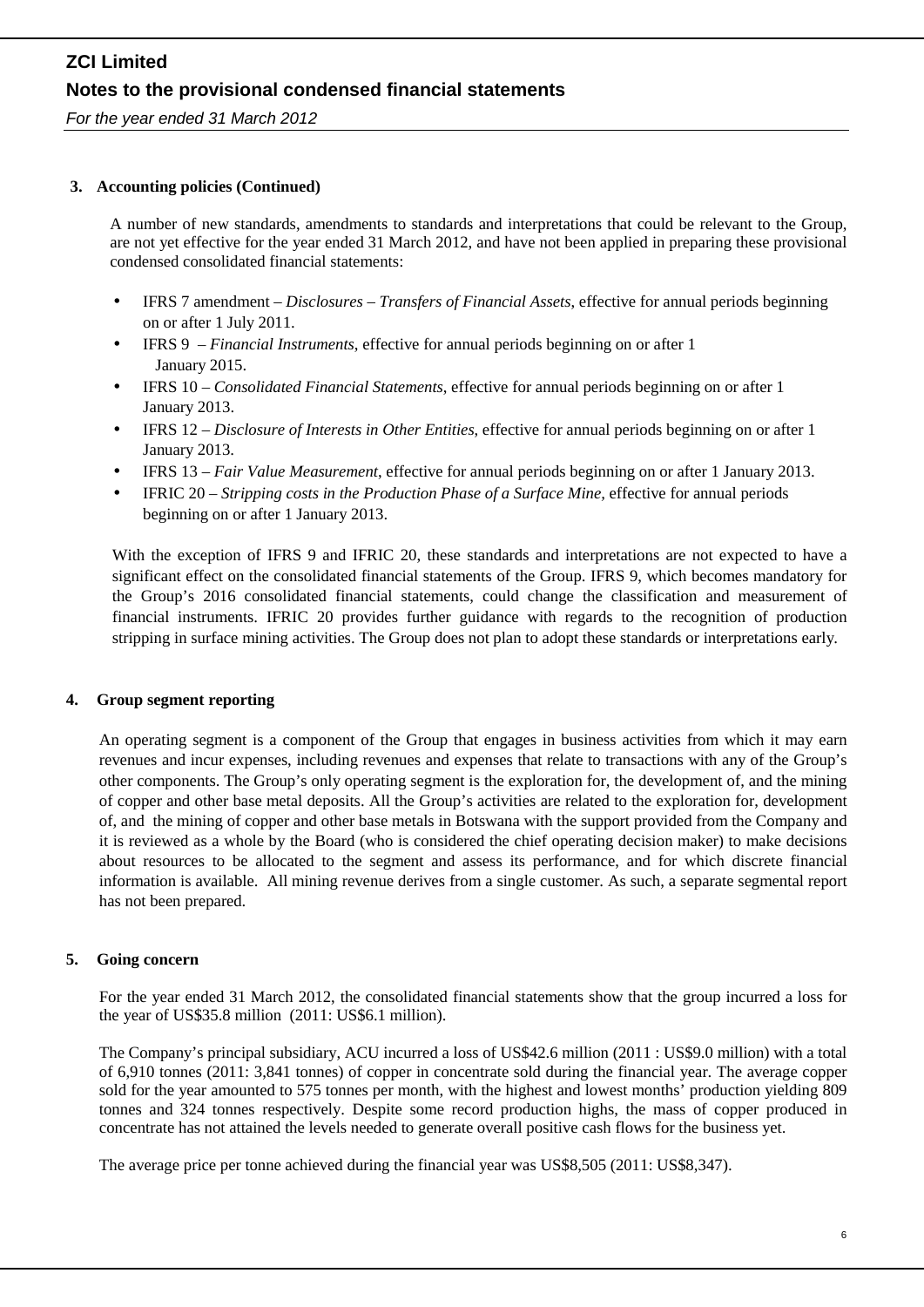# ZCI Limited

## Notes to the provisional condensed financial statements

*For the year ended 31 March 2012*

### 3. Accounting policies (Continued)

A number of new standards, amendments to standards and interpretations that could be relevant to the Group, are not yet effective for the year ended 31 March 2012, and have not been applied in preparing these provisional condensed consolidated financial statements:

- IFRS 7 amendment – *Disclosures – Transfers of Financial Assets*, effective for annual periods beginning on or after 1 July 2011.
- IFRS 9 – *Financial Instruments*, effective for annual periods beginning on or after 1 January 2015.
- IFRS 10 – *Consolidated Financial Statements*, effective for annual periods beginning on or after 1 January 2013.
- IFRS 12 – *Disclosure of Interests in Other Entities*, effective for annual periods beginning on or after 1 January 2013.
- IFRS 13 – *Fair Value Measurement*, effective for annual periods beginning on or after 1 January 2013.
- IFRIC 20 – *Stripping costs in the Production Phase of a Surface Mine*, effective for annual periods beginning on or after 1 January 2013.

With the exception of IFRS 9 and IFRIC 20, these standards and interpretations are not expected to have a significant effect on the consolidated financial statements of the Group. IFRS 9, which becomes mandatory for the Group's 2016 consolidated financial statements, could change the classification and measurement of financial instruments. IFRIC 20 provides further guidance with regards to the recognition of production stripping in surface mining activities. The Group does not plan to adopt these standards or interpretations early.

### 4. Group segment reporting

An operating segment is a component of the Group that engages in business activities from which it may earn revenues and incur expenses, including revenues and expenses that relate to transactions with any of the Group's other components. The Group's only operating segment is the exploration for, the development of, and the mining of copper and other base metal deposits. All the Group's activities are related to the exploration for, development of, and the mining of copper and other base metals in Botswana with the support provided from the Company and it is reviewed as a whole by the Board (who is considered the chief operating decision maker) to make decisions about resources to be allocated to the segment and assess its performance, and for which discrete financial information is available. All mining revenue derives from a single customer. As such, a separate segmental report has not been prepared.

### 5. Going concern

For the year ended 31 March 2012, the consolidated financial statements show that the group incurred a loss for the year of US$35.8 million (2011: US$6.1 million).

The Company's principal subsidiary, ACU incurred a loss of US$42.6 million (2011 : US$9.0 million) with a total of 6,910 tonnes (2011: 3,841 tonnes) of copper in concentrate sold during the financial year. The average copper sold for the year amounted to 575 tonnes per month, with the highest and lowest months' production yielding 809 tonnes and 324 tonnes respectively. Despite some record production highs, the mass of copper produced in concentrate has not attained the levels needed to generate overall positive cash flows for the business yet.

The average price per tonne achieved during the financial year was US$8,505 (2011: US$8,347).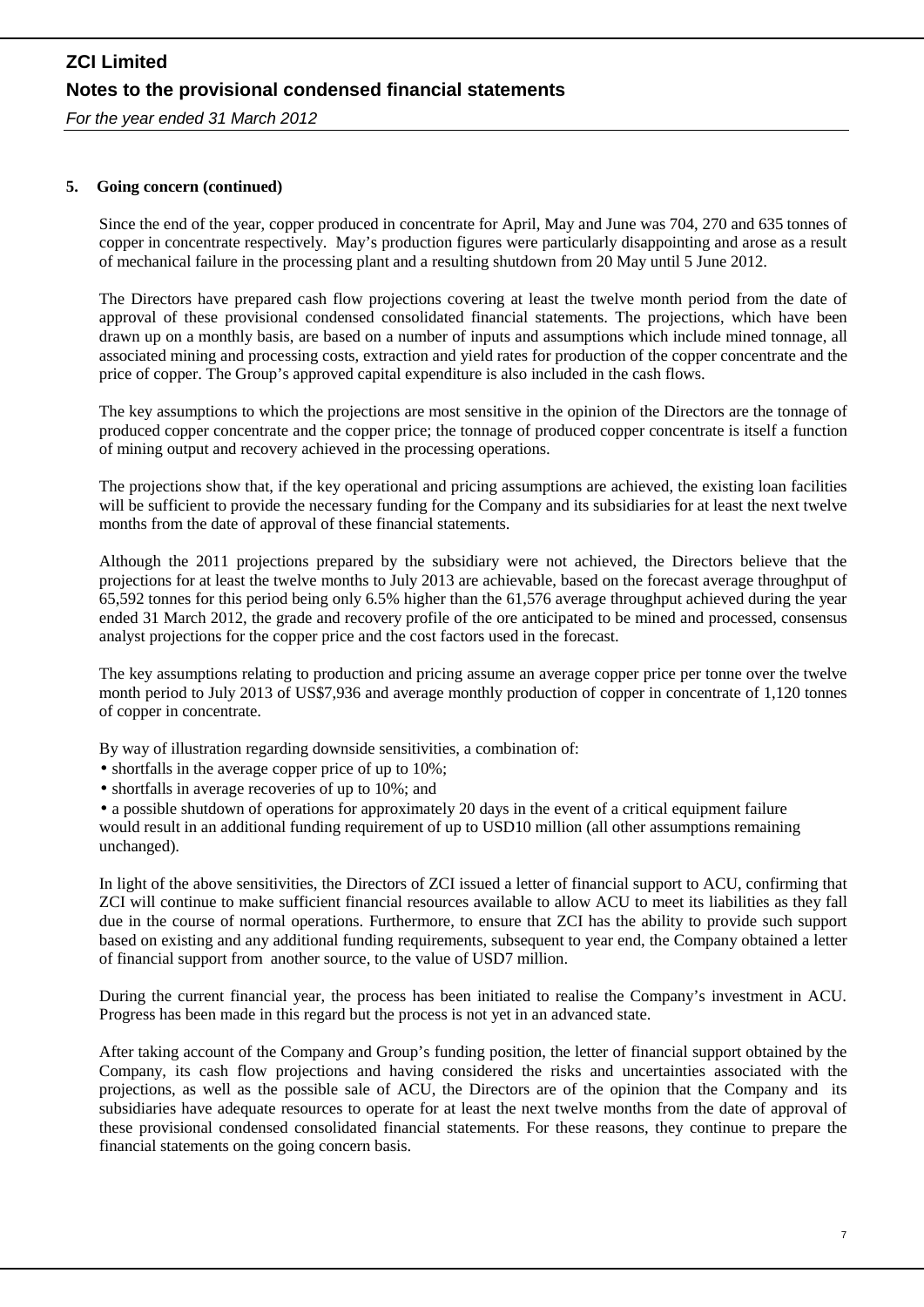# ZCI Limited

## Notes to the provisional condensed financial statements

*For the year ended 31 March 2012*

**5. Going concern (continued)**

Since the end of the year, copper produced in concentrate for April, May and June was 704, 270 and 635 tonnes of copper in concentrate respectively. May's production figures were particularly disappointing and arose as a result of mechanical failure in the processing plant and a resulting shutdown from 20 May until 5 June 2012.

The Directors have prepared cash flow projections covering at least the twelve month period from the date of approval of these provisional condensed consolidated financial statements. The projections, which have been drawn up on a monthly basis, are based on a number of inputs and assumptions which include mined tonnage, all associated mining and processing costs, extraction and yield rates for production of the copper concentrate and the price of copper. The Group's approved capital expenditure is also included in the cash flows.

The key assumptions to which the projections are most sensitive in the opinion of the Directors are the tonnage of produced copper concentrate and the copper price; the tonnage of produced copper concentrate is itself a function of mining output and recovery achieved in the processing operations.

The projections show that, if the key operational and pricing assumptions are achieved, the existing loan facilities will be sufficient to provide the necessary funding for the Company and its subsidiaries for at least the next twelve months from the date of approval of these financial statements.

Although the 2011 projections prepared by the subsidiary were not achieved, the Directors believe that the projections for at least the twelve months to July 2013 are achievable, based on the forecast average throughput of 65,592 tonnes for this period being only 6.5% higher than the 61,576 average throughput achieved during the year ended 31 March 2012, the grade and recovery profile of the ore anticipated to be mined and processed, consensus analyst projections for the copper price and the cost factors used in the forecast.

The key assumptions relating to production and pricing assume an average copper price per tonne over the twelve month period to July 2013 of US$7,936 and average monthly production of copper in concentrate of 1,120 tonnes of copper in concentrate.

By way of illustration regarding downside sensitivities, a combination of:

- shortfalls in the average copper price of up to 10%;
- shortfalls in average recoveries of up to 10%; and
- a possible shutdown of operations for approximately 20 days in the event of a critical equipment failure

would result in an additional funding requirement of up to USD10 million (all other assumptions remaining unchanged).

In light of the above sensitivities, the Directors of ZCI issued a letter of financial support to ACU, confirming that ZCI will continue to make sufficient financial resources available to allow ACU to meet its liabilities as they fall due in the course of normal operations. Furthermore, to ensure that ZCI has the ability to provide such support based on existing and any additional funding requirements, subsequent to year end, the Company obtained a letter of financial support from another source, to the value of USD7 million.

During the current financial year, the process has been initiated to realise the Company's investment in ACU. Progress has been made in this regard but the process is not yet in an advanced state.

After taking account of the Company and Group's funding position, the letter of financial support obtained by the Company, its cash flow projections and having considered the risks and uncertainties associated with the projections, as well as the possible sale of ACU, the Directors are of the opinion that the Company and its subsidiaries have adequate resources to operate for at least the next twelve months from the date of approval of these provisional condensed consolidated financial statements. For these reasons, they continue to prepare the financial statements on the going concern basis.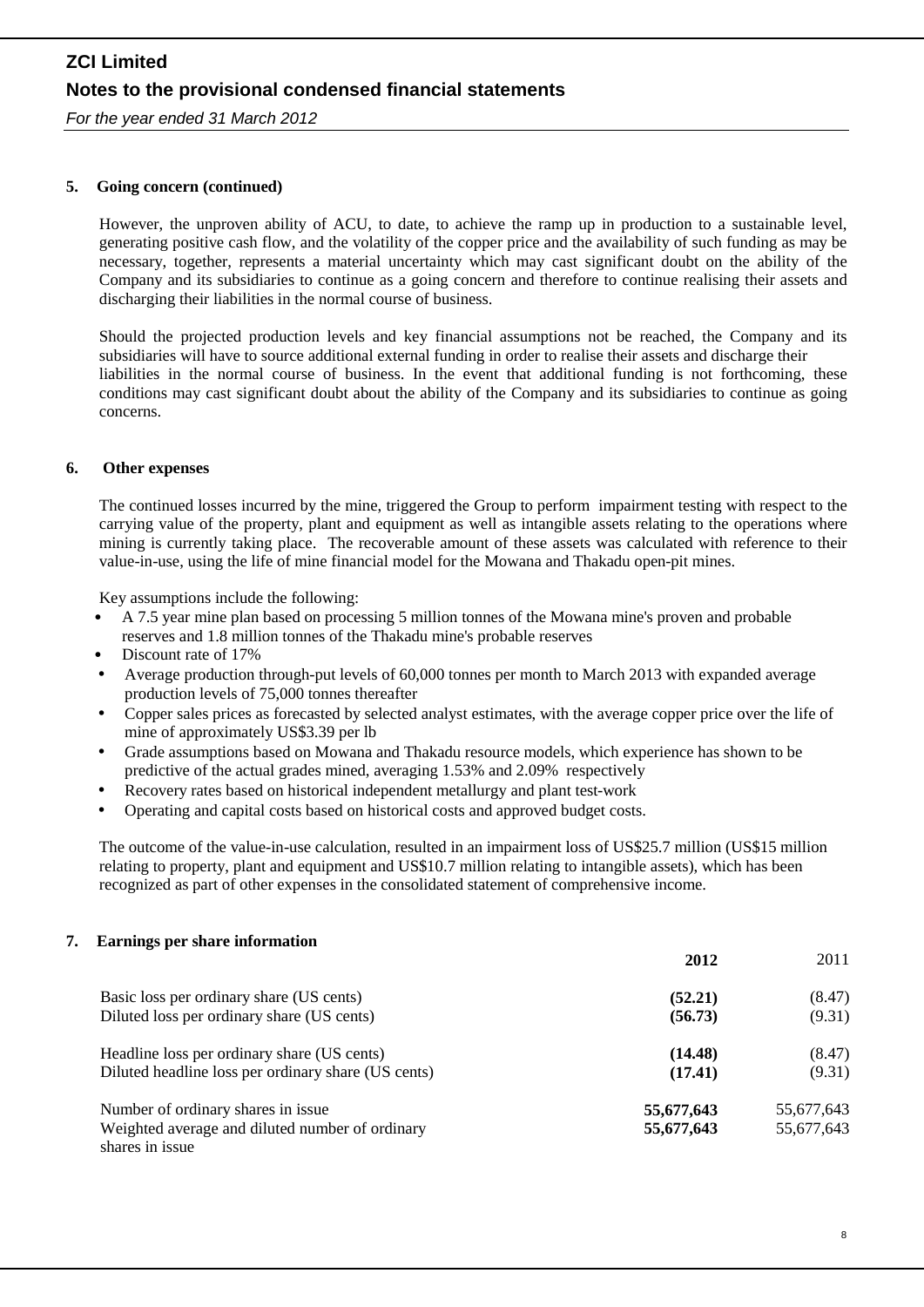## 5. Going concern (continued)

However, the unproven ability of ACU, to date, to achieve the ramp up in production to a sustainable level, generating positive cash flow, and the volatility of the copper price and the availability of such funding as may be necessary, together, represents a material uncertainty which may cast significant doubt on the ability of the Company and its subsidiaries to continue as a going concern and therefore to continue realising their assets and discharging their liabilities in the normal course of business.

Should the projected production levels and key financial assumptions not be reached, the Company and its subsidiaries will have to source additional external funding in order to realise their assets and discharge their liabilities in the normal course of business. In the event that additional funding is not forthcoming, these conditions may cast significant doubt about the ability of the Company and its subsidiaries to continue as going concerns.

## 6. Other expenses

The continued losses incurred by the mine, triggered the Group to perform impairment testing with respect to the carrying value of the property, plant and equipment as well as intangible assets relating to the operations where mining is currently taking place. The recoverable amount of these assets was calculated with reference to their value-in-use, using the life of mine financial model for the Mowana and Thakadu open-pit mines.

Key assumptions include the following:

- A 7.5 year mine plan based on processing 5 million tonnes of the Mowana mine's proven and probable reserves and 1.8 million tonnes of the Thakadu mine's probable reserves
- Discount rate of 17%
- Average production through-put levels of 60,000 tonnes per month to March 2013 with expanded average production levels of 75,000 tonnes thereafter
- Copper sales prices as forecasted by selected analyst estimates, with the average copper price over the life of mine of approximately US$3.39 per lb
- Grade assumptions based on Mowana and Thakadu resource models, which experience has shown to be predictive of the actual grades mined, averaging 1.53% and 2.09% respectively
- Recovery rates based on historical independent metallurgy and plant test-work
- Operating and capital costs based on historical costs and approved budget costs.

The outcome of the value-in-use calculation, resulted in an impairment loss of US$25.7 million (US$15 million relating to property, plant and equipment and US$10.7 million relating to intangible assets), which has been recognized as part of other expenses in the consolidated statement of comprehensive income.

## 7. Earnings per share information

| | **2012** | 2011 |
|---|---|---|
| Basic loss per ordinary share (US cents) | **(52.21)** | (8.47) |
| Diluted loss per ordinary share (US cents) | **(56.73)** | (9.31) |
| Headline loss per ordinary share (US cents) | **(14.48)** | (8.47) |
| Diluted headline loss per ordinary share (US cents) | **(17.41)** | (9.31) |
| Number of ordinary shares in issue | **55,677,643** | 55,677,643 |
| Weighted average and diluted number of ordinary shares in issue | **55,677,643** | 55,677,643 |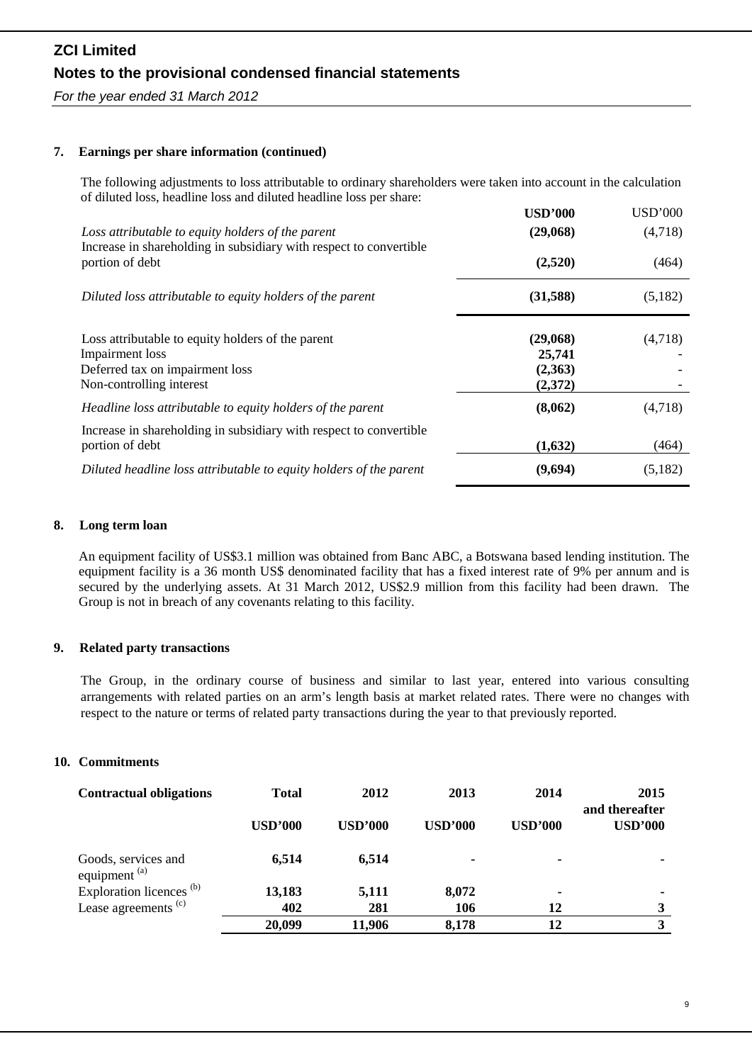**ZCI Limited**

**Notes to the provisional condensed financial statements**

*For the year ended 31 March 2012*

**7. Earnings per share information (continued)**

The following adjustments to loss attributable to ordinary shareholders were taken into account in the calculation of diluted loss, headline loss and diluted headline loss per share:

| | **USD'000** | USD'000 |
|---|---|---|
| *Loss attributable to equity holders of the parent* | **(29,068)** | (4,718) |
| Increase in shareholding in subsidiary with respect to convertible portion of debt | **(2,520)** | (464) |
| *Diluted loss attributable to equity holders of the parent* | **(31,588)** | (5,182) |
| | | |
| Loss attributable to equity holders of the parent | **(29,068)** | (4,718) |
| Impairment loss | **25,741** | - |
| Deferred tax on impairment loss | **(2,363)** | - |
| Non-controlling interest | **(2,372)** | - |
| *Headline loss attributable to equity holders of the parent* | **(8,062)** | (4,718) |
| Increase in shareholding in subsidiary with respect to convertible portion of debt | **(1,632)** | (464) |
| *Diluted headline loss attributable to equity holders of the parent* | **(9,694)** | (5,182) |

**8. Long term loan**

An equipment facility of US$3.1 million was obtained from Banc ABC, a Botswana based lending institution. The equipment facility is a 36 month US$ denominated facility that has a fixed interest rate of 9% per annum and is secured by the underlying assets. At 31 March 2012, US$2.9 million from this facility had been drawn. The Group is not in breach of any covenants relating to this facility.

**9. Related party transactions**

The Group, in the ordinary course of business and similar to last year, entered into various consulting arrangements with related parties on an arm's length basis at market related rates. There were no changes with respect to the nature or terms of related party transactions during the year to that previously reported.

**10. Commitments**

| **Contractual obligations** | **Total** | **2012** | **2013** | **2014** | **2015 and thereafter** |
|---|---|---|---|---|---|
| | **USD'000** | **USD'000** | **USD'000** | **USD'000** | **USD'000** |
| Goods, services and equipment [(a)] | **6,514** | **6,514** | **-** | **-** | **-** |
| Exploration licences [(b)] | **13,183** | **5,111** | **8,072** | **-** | **-** |
| Lease agreements [(c)] | **402** | **281** | **106** | **12** | **3** |
| | **20,099** | **11,906** | **8,178** | **12** | **3** |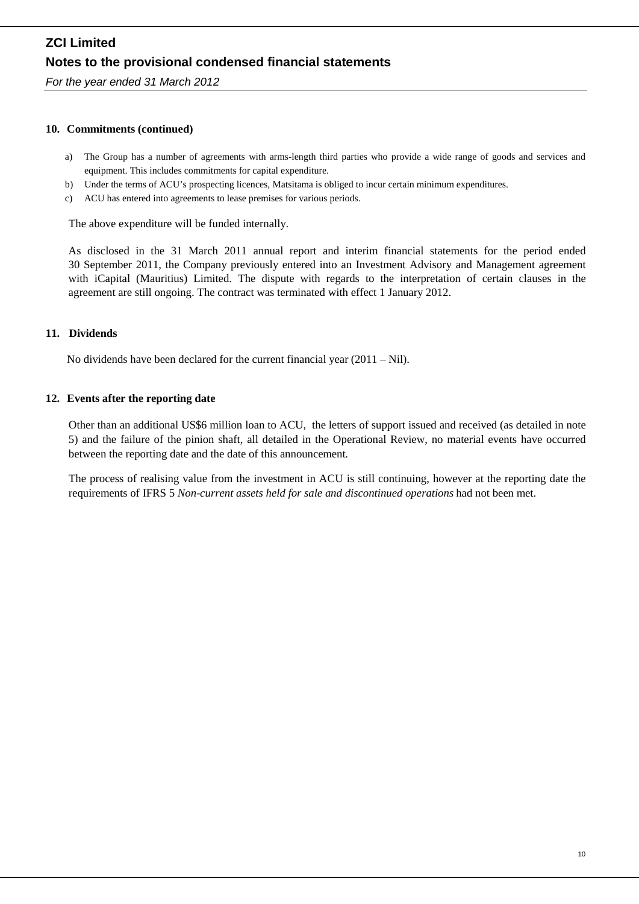# ZCI Limited

## Notes to the provisional condensed financial statements

*For the year ended 31 March 2012*

### 10. Commitments (continued)

a) The Group has a number of agreements with arms-length third parties who provide a wide range of goods and services and equipment. This includes commitments for capital expenditure.

b) Under the terms of ACU's prospecting licences, Matsitama is obliged to incur certain minimum expenditures.

c) ACU has entered into agreements to lease premises for various periods.

The above expenditure will be funded internally.

As disclosed in the 31 March 2011 annual report and interim financial statements for the period ended 30 September 2011, the Company previously entered into an Investment Advisory and Management agreement with iCapital (Mauritius) Limited. The dispute with regards to the interpretation of certain clauses in the agreement are still ongoing. The contract was terminated with effect 1 January 2012.

### 11. Dividends

No dividends have been declared for the current financial year (2011 – Nil).

### 12. Events after the reporting date

Other than an additional US$6 million loan to ACU, the letters of support issued and received (as detailed in note 5) and the failure of the pinion shaft, all detailed in the Operational Review, no material events have occurred between the reporting date and the date of this announcement.

The process of realising value from the investment in ACU is still continuing, however at the reporting date the requirements of IFRS 5 *Non-current assets held for sale and discontinued operations* had not been met.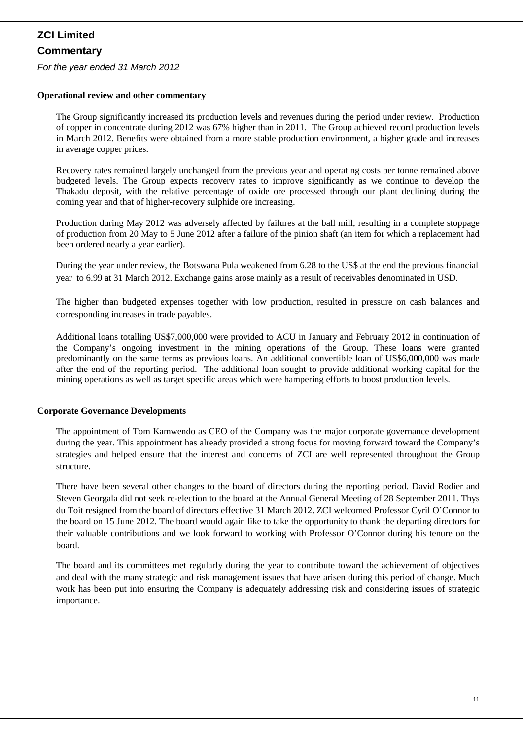# ZCI Limited

## Commentary

*For the year ended 31 March 2012*

**Operational review and other commentary**

The Group significantly increased its production levels and revenues during the period under review. Production of copper in concentrate during 2012 was 67% higher than in 2011. The Group achieved record production levels in March 2012. Benefits were obtained from a more stable production environment, a higher grade and increases in average copper prices.

Recovery rates remained largely unchanged from the previous year and operating costs per tonne remained above budgeted levels. The Group expects recovery rates to improve significantly as we continue to develop the Thakadu deposit, with the relative percentage of oxide ore processed through our plant declining during the coming year and that of higher-recovery sulphide ore increasing.

Production during May 2012 was adversely affected by failures at the ball mill, resulting in a complete stoppage of production from 20 May to 5 June 2012 after a failure of the pinion shaft (an item for which a replacement had been ordered nearly a year earlier).

During the year under review, the Botswana Pula weakened from 6.28 to the US$ at the end the previous financial year to 6.99 at 31 March 2012. Exchange gains arose mainly as a result of receivables denominated in USD.

The higher than budgeted expenses together with low production, resulted in pressure on cash balances and corresponding increases in trade payables.

Additional loans totalling US$7,000,000 were provided to ACU in January and February 2012 in continuation of the Company's ongoing investment in the mining operations of the Group. These loans were granted predominantly on the same terms as previous loans. An additional convertible loan of US$6,000,000 was made after the end of the reporting period. The additional loan sought to provide additional working capital for the mining operations as well as target specific areas which were hampering efforts to boost production levels.

**Corporate Governance Developments**

The appointment of Tom Kamwendo as CEO of the Company was the major corporate governance development during the year. This appointment has already provided a strong focus for moving forward toward the Company's strategies and helped ensure that the interest and concerns of ZCI are well represented throughout the Group structure.

There have been several other changes to the board of directors during the reporting period. David Rodier and Steven Georgala did not seek re-election to the board at the Annual General Meeting of 28 September 2011. Thys du Toit resigned from the board of directors effective 31 March 2012. ZCI welcomed Professor Cyril O'Connor to the board on 15 June 2012. The board would again like to take the opportunity to thank the departing directors for their valuable contributions and we look forward to working with Professor O'Connor during his tenure on the board.

The board and its committees met regularly during the year to contribute toward the achievement of objectives and deal with the many strategic and risk management issues that have arisen during this period of change. Much work has been put into ensuring the Company is adequately addressing risk and considering issues of strategic importance.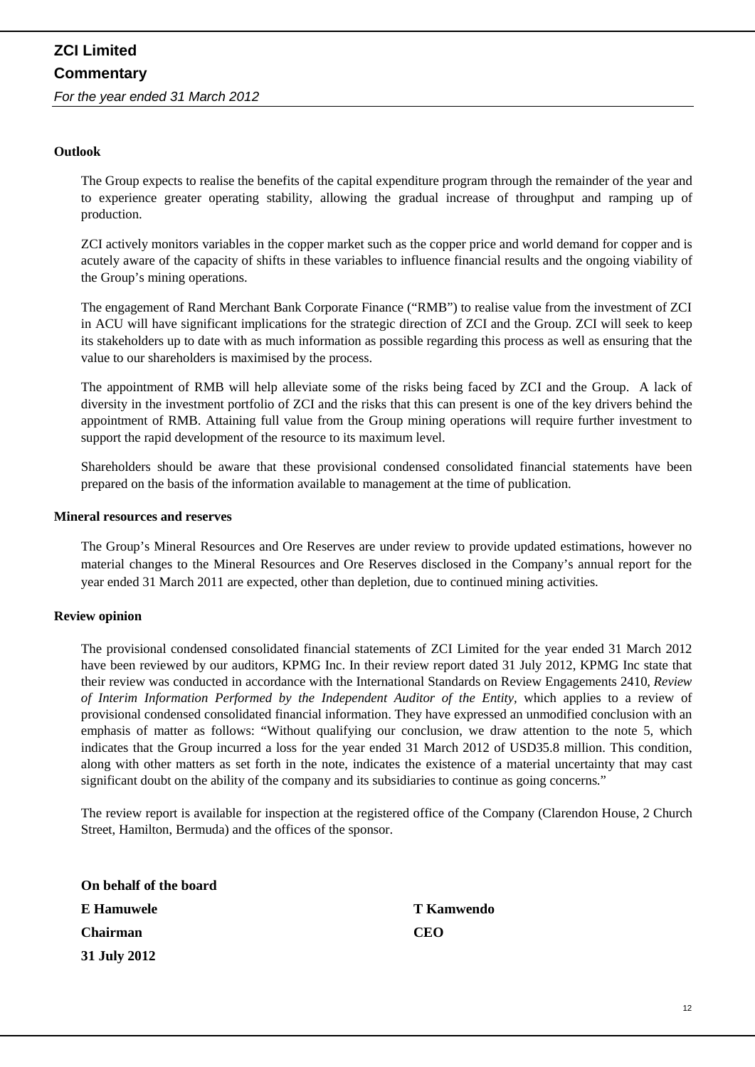**Outlook**

The Group expects to realise the benefits of the capital expenditure program through the remainder of the year and to experience greater operating stability, allowing the gradual increase of throughput and ramping up of production.

ZCI actively monitors variables in the copper market such as the copper price and world demand for copper and is acutely aware of the capacity of shifts in these variables to influence financial results and the ongoing viability of the Group's mining operations.

The engagement of Rand Merchant Bank Corporate Finance ("RMB") to realise value from the investment of ZCI in ACU will have significant implications for the strategic direction of ZCI and the Group. ZCI will seek to keep its stakeholders up to date with as much information as possible regarding this process as well as ensuring that the value to our shareholders is maximised by the process.

The appointment of RMB will help alleviate some of the risks being faced by ZCI and the Group. A lack of diversity in the investment portfolio of ZCI and the risks that this can present is one of the key drivers behind the appointment of RMB. Attaining full value from the Group mining operations will require further investment to support the rapid development of the resource to its maximum level.

Shareholders should be aware that these provisional condensed consolidated financial statements have been prepared on the basis of the information available to management at the time of publication.

**Mineral resources and reserves**

The Group's Mineral Resources and Ore Reserves are under review to provide updated estimations, however no material changes to the Mineral Resources and Ore Reserves disclosed in the Company's annual report for the year ended 31 March 2011 are expected, other than depletion, due to continued mining activities.

**Review opinion**

The provisional condensed consolidated financial statements of ZCI Limited for the year ended 31 March 2012 have been reviewed by our auditors, KPMG Inc. In their review report dated 31 July 2012, KPMG Inc state that their review was conducted in accordance with the International Standards on Review Engagements 2410, *Review of Interim Information Performed by the Independent Auditor of the Entity*, which applies to a review of provisional condensed consolidated financial information. They have expressed an unmodified conclusion with an emphasis of matter as follows: "Without qualifying our conclusion, we draw attention to the note 5, which indicates that the Group incurred a loss for the year ended 31 March 2012 of USD35.8 million. This condition, along with other matters as set forth in the note, indicates the existence of a material uncertainty that may cast significant doubt on the ability of the company and its subsidiaries to continue as going concerns."

The review report is available for inspection at the registered office of the Company (Clarendon House, 2 Church Street, Hamilton, Bermuda) and the offices of the sponsor.

**On behalf of the board**

| | |
|---|---|
| **E Hamuwele** | **T Kamwendo** |
| **Chairman** | **CEO** |
| **31 July 2012** | |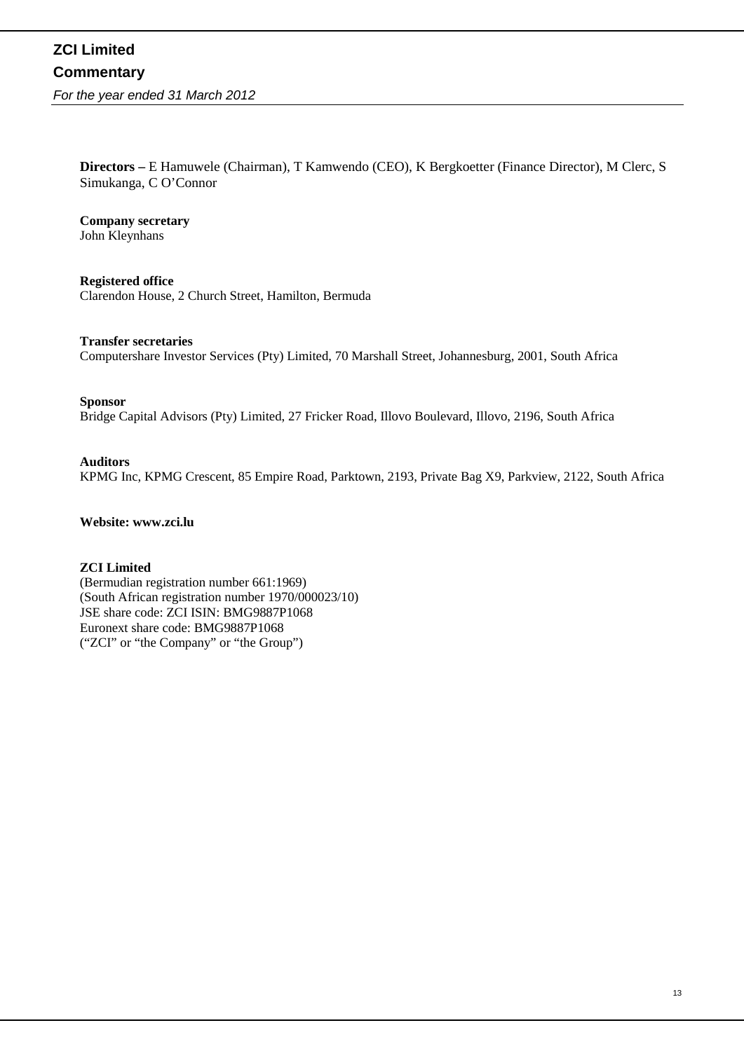# ZCI Limited

## Commentary

*For the year ended 31 March 2012*

**Directors –** E Hamuwele (Chairman), T Kamwendo (CEO), K Bergkoetter (Finance Director), M Clerc, S Simukanga, C O'Connor

**Company secretary**
John Kleynhans

**Registered office**
Clarendon House, 2 Church Street, Hamilton, Bermuda

**Transfer secretaries**
Computershare Investor Services (Pty) Limited, 70 Marshall Street, Johannesburg, 2001, South Africa

**Sponsor**
Bridge Capital Advisors (Pty) Limited, 27 Fricker Road, Illovo Boulevard, Illovo, 2196, South Africa

**Auditors**
KPMG Inc, KPMG Crescent, 85 Empire Road, Parktown, 2193, Private Bag X9, Parkview, 2122, South Africa

**Website: www.zci.lu**

**ZCI Limited**
(Bermudian registration number 661:1969)
(South African registration number 1970/000023/10)
JSE share code: ZCI ISIN: BMG9887P1068
Euronext share code: BMG9887P1068
("ZCI" or "the Company" or "the Group")